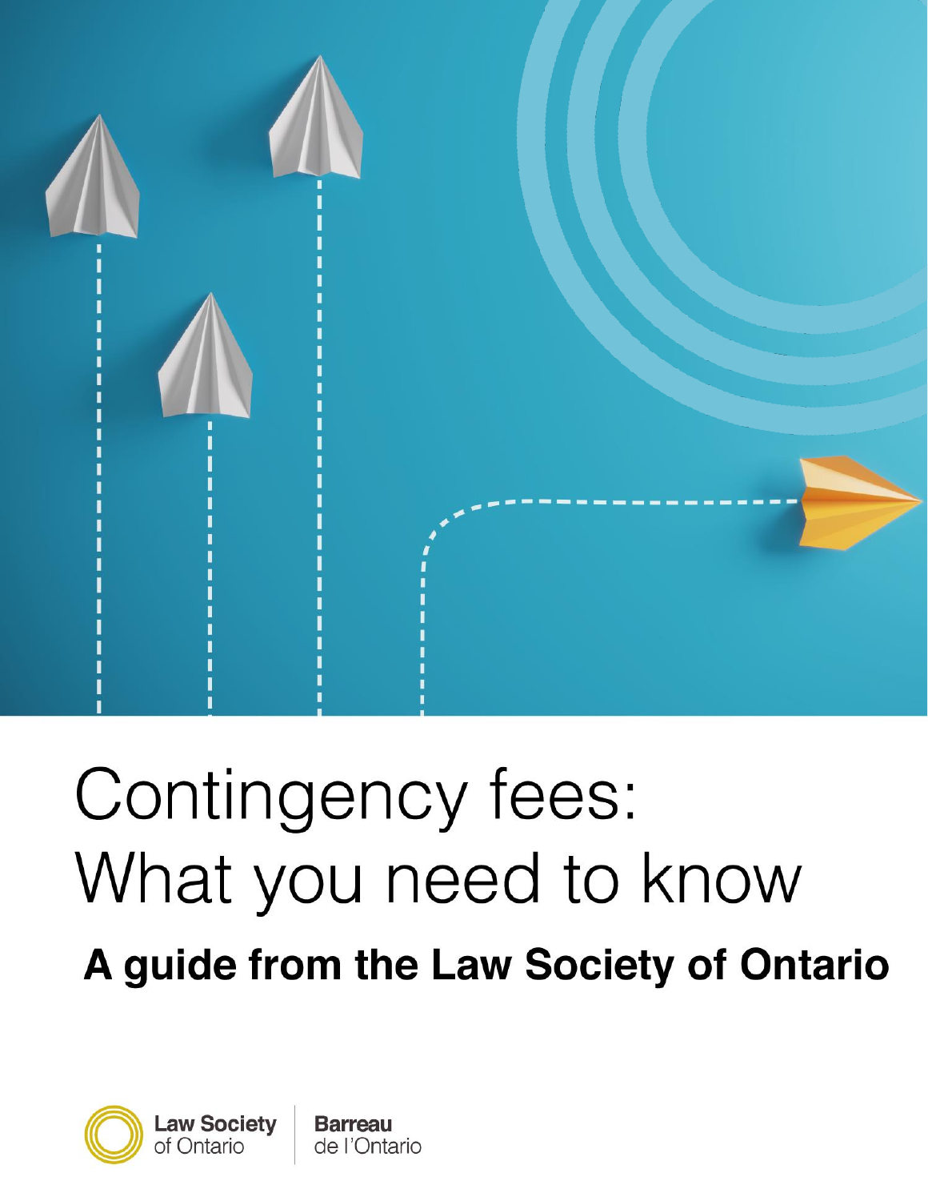# Contingency fees: What you need to know

## A guide from the Law Society of Ontario

Law Society of Ontario | Barreau de l'Ontario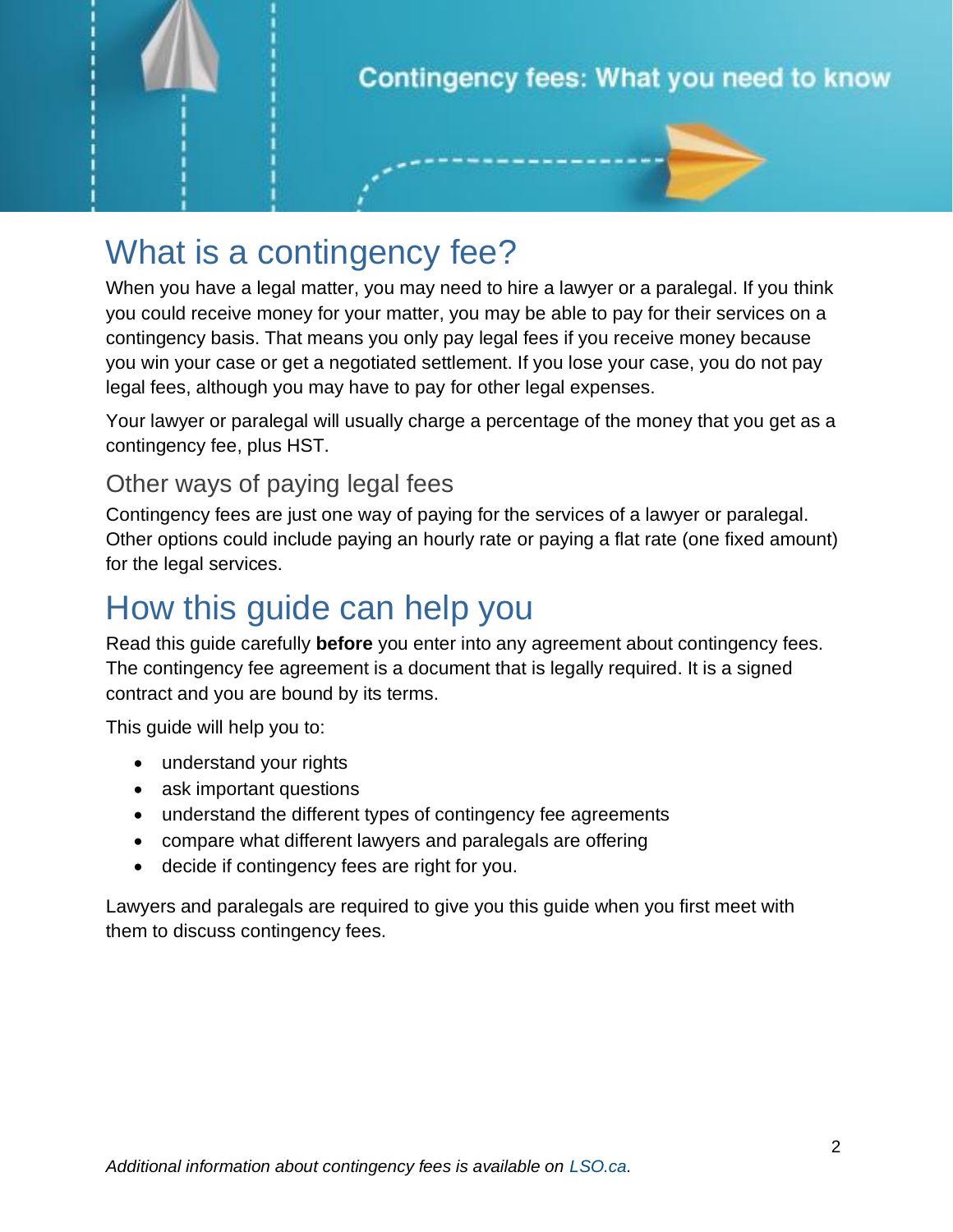Contingency fees: What you need to know

# What is a contingency fee?

When you have a legal matter, you may need to hire a lawyer or a paralegal. If you think you could receive money for your matter, you may be able to pay for their services on a contingency basis. That means you only pay legal fees if you receive money because you win your case or get a negotiated settlement. If you lose your case, you do not pay legal fees, although you may have to pay for other legal expenses.

Your lawyer or paralegal will usually charge a percentage of the money that you get as a contingency fee, plus HST.

## Other ways of paying legal fees

Contingency fees are just one way of paying for the services of a lawyer or paralegal. Other options could include paying an hourly rate or paying a flat rate (one fixed amount) for the legal services.

# How this guide can help you

Read this guide carefully **before** you enter into any agreement about contingency fees. The contingency fee agreement is a document that is legally required. It is a signed contract and you are bound by its terms.

This guide will help you to:

- understand your rights
- ask important questions
- understand the different types of contingency fee agreements
- compare what different lawyers and paralegals are offering
- decide if contingency fees are right for you.

Lawyers and paralegals are required to give you this guide when you first meet with them to discuss contingency fees.

*Additional information about contingency fees is available on LSO.ca.*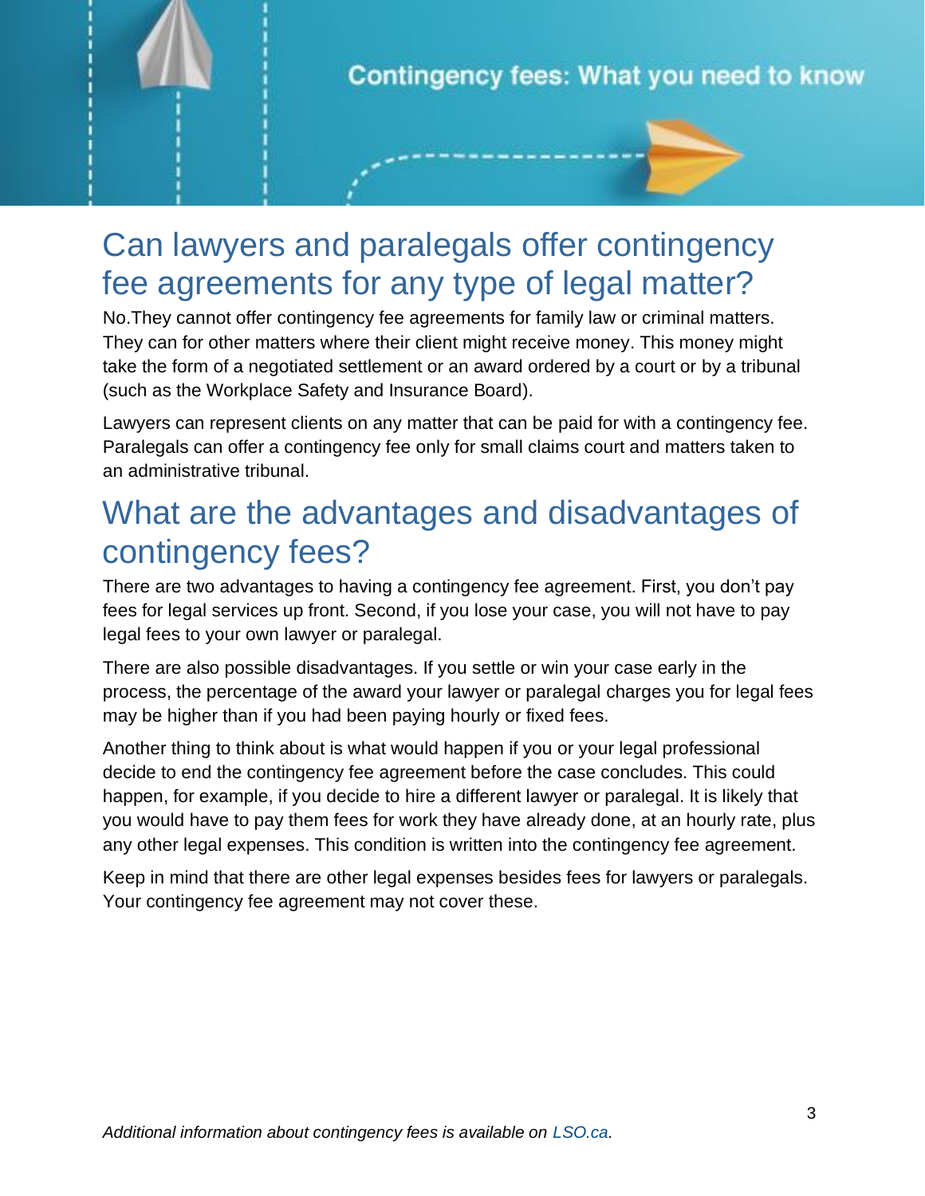## Can lawyers and paralegals offer contingency fee agreements for any type of legal matter?

No.They cannot offer contingency fee agreements for family law or criminal matters. They can for other matters where their client might receive money. This money might take the form of a negotiated settlement or an award ordered by a court or by a tribunal (such as the Workplace Safety and Insurance Board).

Lawyers can represent clients on any matter that can be paid for with a contingency fee. Paralegals can offer a contingency fee only for small claims court and matters taken to an administrative tribunal.

## What are the advantages and disadvantages of contingency fees?

There are two advantages to having a contingency fee agreement. First, you don't pay fees for legal services up front. Second, if you lose your case, you will not have to pay legal fees to your own lawyer or paralegal.

There are also possible disadvantages. If you settle or win your case early in the process, the percentage of the award your lawyer or paralegal charges you for legal fees may be higher than if you had been paying hourly or fixed fees.

Another thing to think about is what would happen if you or your legal professional decide to end the contingency fee agreement before the case concludes. This could happen, for example, if you decide to hire a different lawyer or paralegal. It is likely that you would have to pay them fees for work they have already done, at an hourly rate, plus any other legal expenses. This condition is written into the contingency fee agreement.

Keep in mind that there are other legal expenses besides fees for lawyers or paralegals. Your contingency fee agreement may not cover these.

*Additional information about contingency fees is available on LSO.ca.*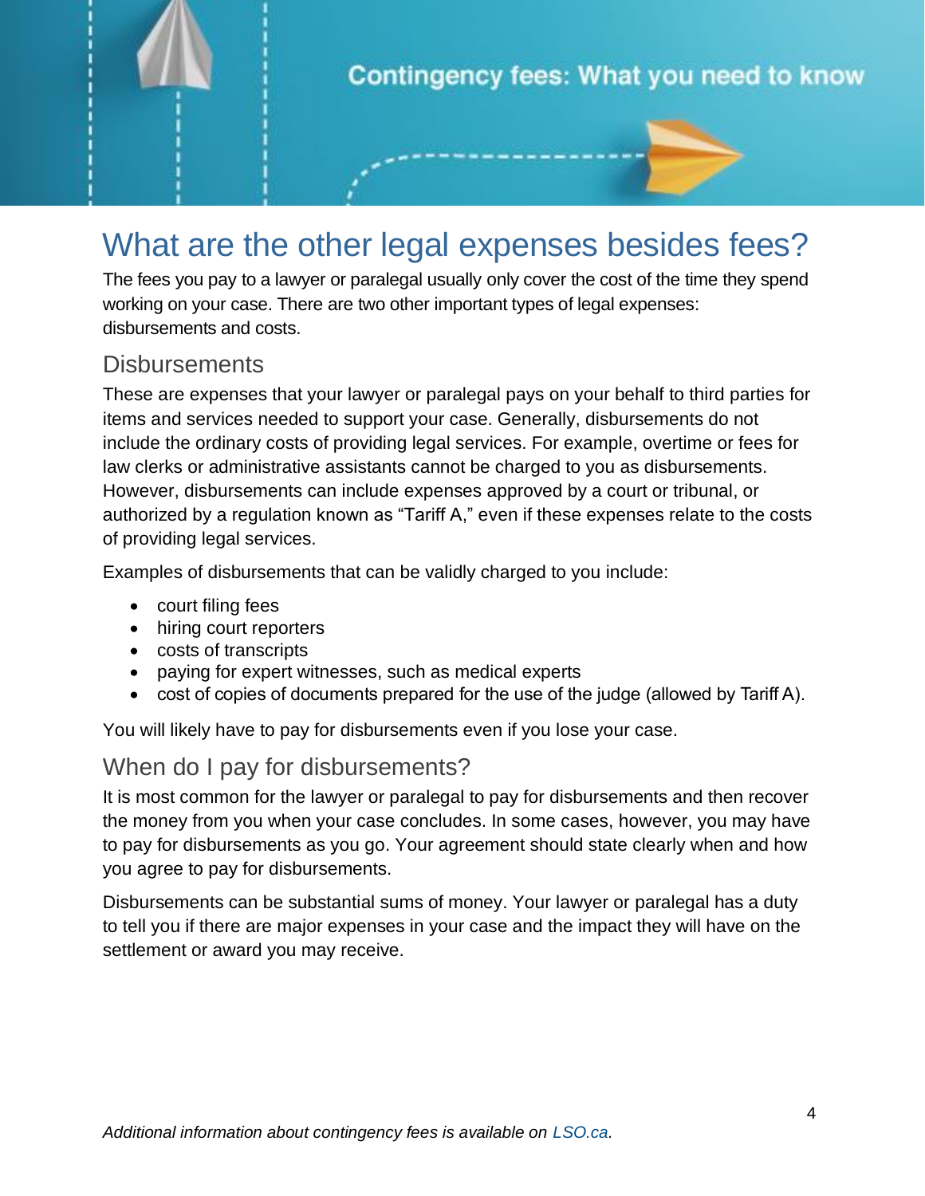# What are the other legal expenses besides fees?

The fees you pay to a lawyer or paralegal usually only cover the cost of the time they spend working on your case. There are two other important types of legal expenses: disbursements and costs.

## Disbursements

These are expenses that your lawyer or paralegal pays on your behalf to third parties for items and services needed to support your case. Generally, disbursements do not include the ordinary costs of providing legal services. For example, overtime or fees for law clerks or administrative assistants cannot be charged to you as disbursements. However, disbursements can include expenses approved by a court or tribunal, or authorized by a regulation known as "Tariff A," even if these expenses relate to the costs of providing legal services.

Examples of disbursements that can be validly charged to you include:

- court filing fees
- hiring court reporters
- costs of transcripts
- paying for expert witnesses, such as medical experts
- cost of copies of documents prepared for the use of the judge (allowed by Tariff A).

You will likely have to pay for disbursements even if you lose your case.

## When do I pay for disbursements?

It is most common for the lawyer or paralegal to pay for disbursements and then recover the money from you when your case concludes. In some cases, however, you may have to pay for disbursements as you go. Your agreement should state clearly when and how you agree to pay for disbursements.

Disbursements can be substantial sums of money. Your lawyer or paralegal has a duty to tell you if there are major expenses in your case and the impact they will have on the settlement or award you may receive.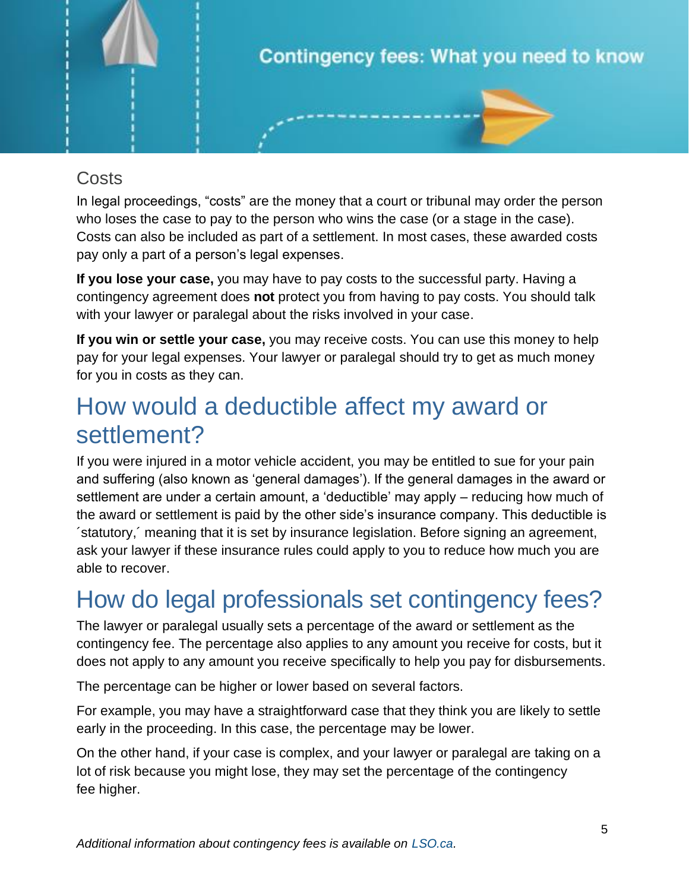### Costs

In legal proceedings, “costs” are the money that a court or tribunal may order the person who loses the case to pay to the person who wins the case (or a stage in the case). Costs can also be included as part of a settlement. In most cases, these awarded costs pay only a part of a person’s legal expenses.

**If you lose your case,** you may have to pay costs to the successful party. Having a contingency agreement does **not** protect you from having to pay costs. You should talk with your lawyer or paralegal about the risks involved in your case.

**If you win or settle your case,** you may receive costs. You can use this money to help pay for your legal expenses. Your lawyer or paralegal should try to get as much money for you in costs as they can.

## How would a deductible affect my award or settlement?

If you were injured in a motor vehicle accident, you may be entitled to sue for your pain and suffering (also known as ‘general damages’). If the general damages in the award or settlement are under a certain amount, a ‘deductible’ may apply – reducing how much of the award or settlement is paid by the other side’s insurance company. This deductible is ´statutory,´ meaning that it is set by insurance legislation. Before signing an agreement, ask your lawyer if these insurance rules could apply to you to reduce how much you are able to recover.

## How do legal professionals set contingency fees?

The lawyer or paralegal usually sets a percentage of the award or settlement as the contingency fee. The percentage also applies to any amount you receive for costs, but it does not apply to any amount you receive specifically to help you pay for disbursements.

The percentage can be higher or lower based on several factors.

For example, you may have a straightforward case that they think you are likely to settle early in the proceeding. In this case, the percentage may be lower.

On the other hand, if your case is complex, and your lawyer or paralegal are taking on a lot of risk because you might lose, they may set the percentage of the contingency fee higher.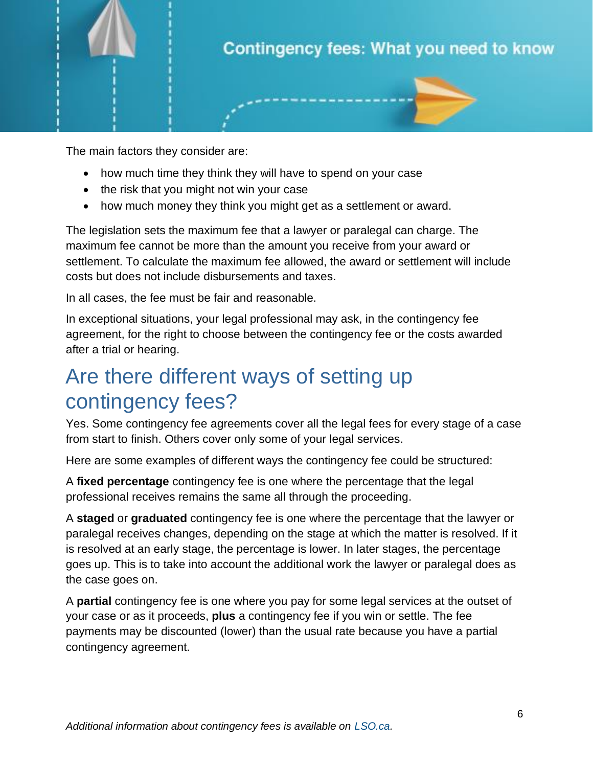The main factors they consider are:

- how much time they think they will have to spend on your case
- the risk that you might not win your case
- how much money they think you might get as a settlement or award.

The legislation sets the maximum fee that a lawyer or paralegal can charge. The maximum fee cannot be more than the amount you receive from your award or settlement. To calculate the maximum fee allowed, the award or settlement will include costs but does not include disbursements and taxes.

In all cases, the fee must be fair and reasonable.

In exceptional situations, your legal professional may ask, in the contingency fee agreement, for the right to choose between the contingency fee or the costs awarded after a trial or hearing.

## Are there different ways of setting up contingency fees?

Yes. Some contingency fee agreements cover all the legal fees for every stage of a case from start to finish. Others cover only some of your legal services.

Here are some examples of different ways the contingency fee could be structured:

A **fixed percentage** contingency fee is one where the percentage that the legal professional receives remains the same all through the proceeding.

A **staged** or **graduated** contingency fee is one where the percentage that the lawyer or paralegal receives changes, depending on the stage at which the matter is resolved. If it is resolved at an early stage, the percentage is lower. In later stages, the percentage goes up. This is to take into account the additional work the lawyer or paralegal does as the case goes on.

A **partial** contingency fee is one where you pay for some legal services at the outset of your case or as it proceeds, **plus** a contingency fee if you win or settle. The fee payments may be discounted (lower) than the usual rate because you have a partial contingency agreement.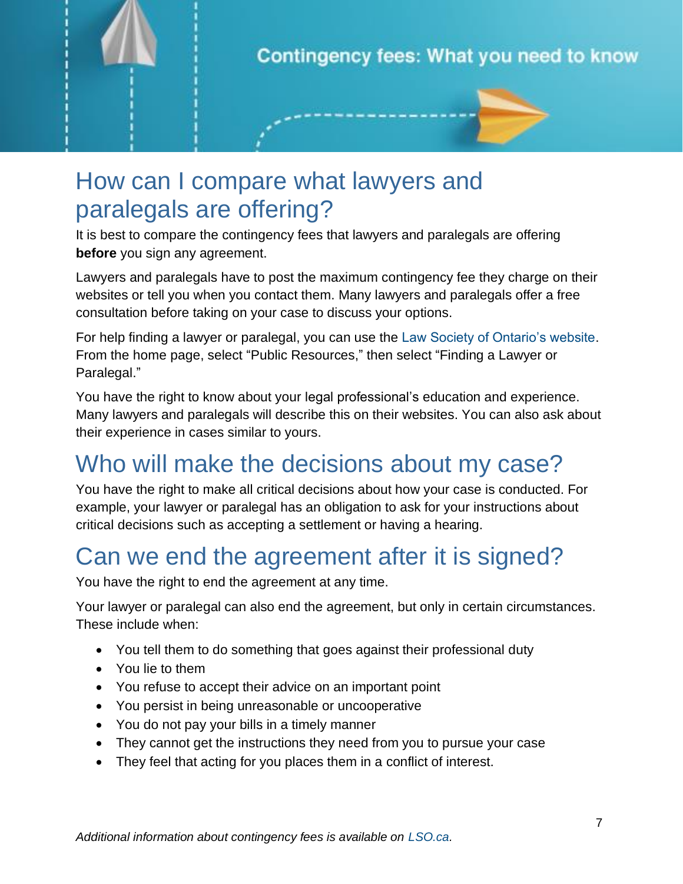Contingency fees: What you need to know

## How can I compare what lawyers and paralegals are offering?

It is best to compare the contingency fees that lawyers and paralegals are offering **before** you sign any agreement.

Lawyers and paralegals have to post the maximum contingency fee they charge on their websites or tell you when you contact them. Many lawyers and paralegals offer a free consultation before taking on your case to discuss your options.

For help finding a lawyer or paralegal, you can use the Law Society of Ontario's website. From the home page, select "Public Resources," then select "Finding a Lawyer or Paralegal."

You have the right to know about your legal professional's education and experience. Many lawyers and paralegals will describe this on their websites. You can also ask about their experience in cases similar to yours.

## Who will make the decisions about my case?

You have the right to make all critical decisions about how your case is conducted. For example, your lawyer or paralegal has an obligation to ask for your instructions about critical decisions such as accepting a settlement or having a hearing.

## Can we end the agreement after it is signed?

You have the right to end the agreement at any time.

Your lawyer or paralegal can also end the agreement, but only in certain circumstances. These include when:

- You tell them to do something that goes against their professional duty
- You lie to them
- You refuse to accept their advice on an important point
- You persist in being unreasonable or uncooperative
- You do not pay your bills in a timely manner
- They cannot get the instructions they need from you to pursue your case
- They feel that acting for you places them in a conflict of interest.

*Additional information about contingency fees is available on LSO.ca.*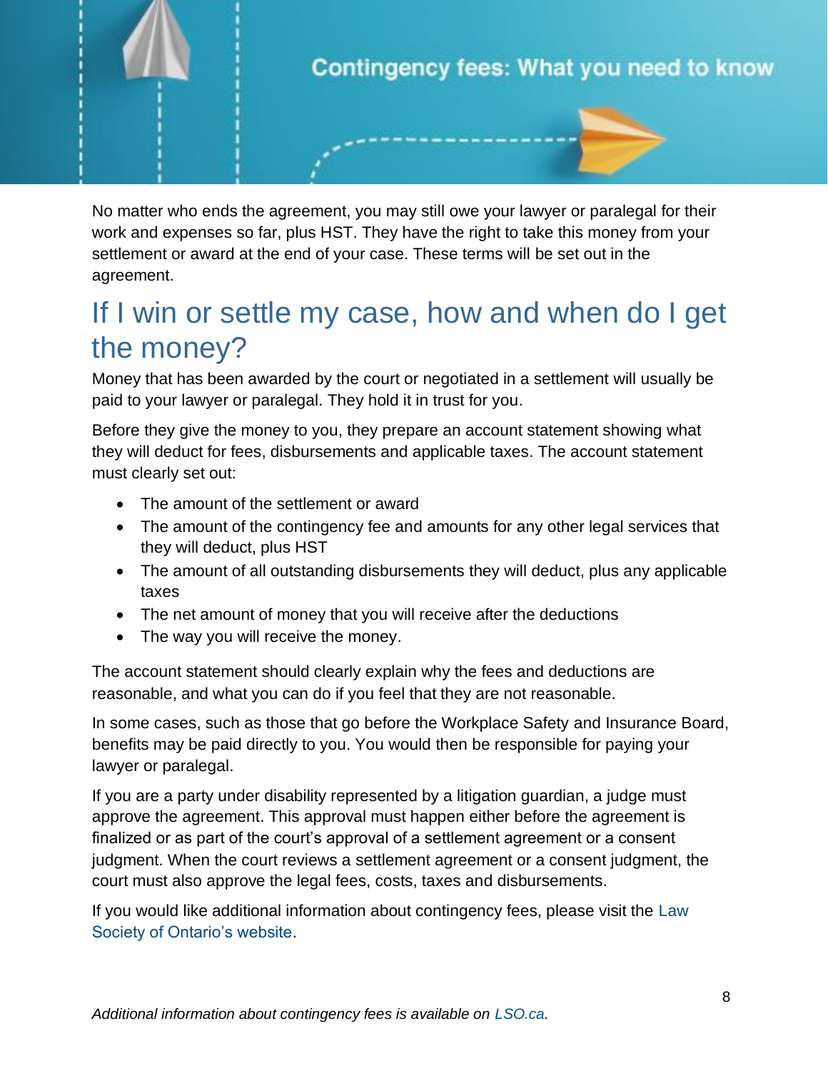No matter who ends the agreement, you may still owe your lawyer or paralegal for their work and expenses so far, plus HST. They have the right to take this money from your settlement or award at the end of your case. These terms will be set out in the agreement.

## If I win or settle my case, how and when do I get the money?

Money that has been awarded by the court or negotiated in a settlement will usually be paid to your lawyer or paralegal. They hold it in trust for you.

Before they give the money to you, they prepare an account statement showing what they will deduct for fees, disbursements and applicable taxes. The account statement must clearly set out:

- The amount of the settlement or award
- The amount of the contingency fee and amounts for any other legal services that they will deduct, plus HST
- The amount of all outstanding disbursements they will deduct, plus any applicable taxes
- The net amount of money that you will receive after the deductions
- The way you will receive the money.

The account statement should clearly explain why the fees and deductions are reasonable, and what you can do if you feel that they are not reasonable.

In some cases, such as those that go before the Workplace Safety and Insurance Board, benefits may be paid directly to you. You would then be responsible for paying your lawyer or paralegal.

If you are a party under disability represented by a litigation guardian, a judge must approve the agreement. This approval must happen either before the agreement is finalized or as part of the court's approval of a settlement agreement or a consent judgment. When the court reviews a settlement agreement or a consent judgment, the court must also approve the legal fees, costs, taxes and disbursements.

If you would like additional information about contingency fees, please visit the Law Society of Ontario's website.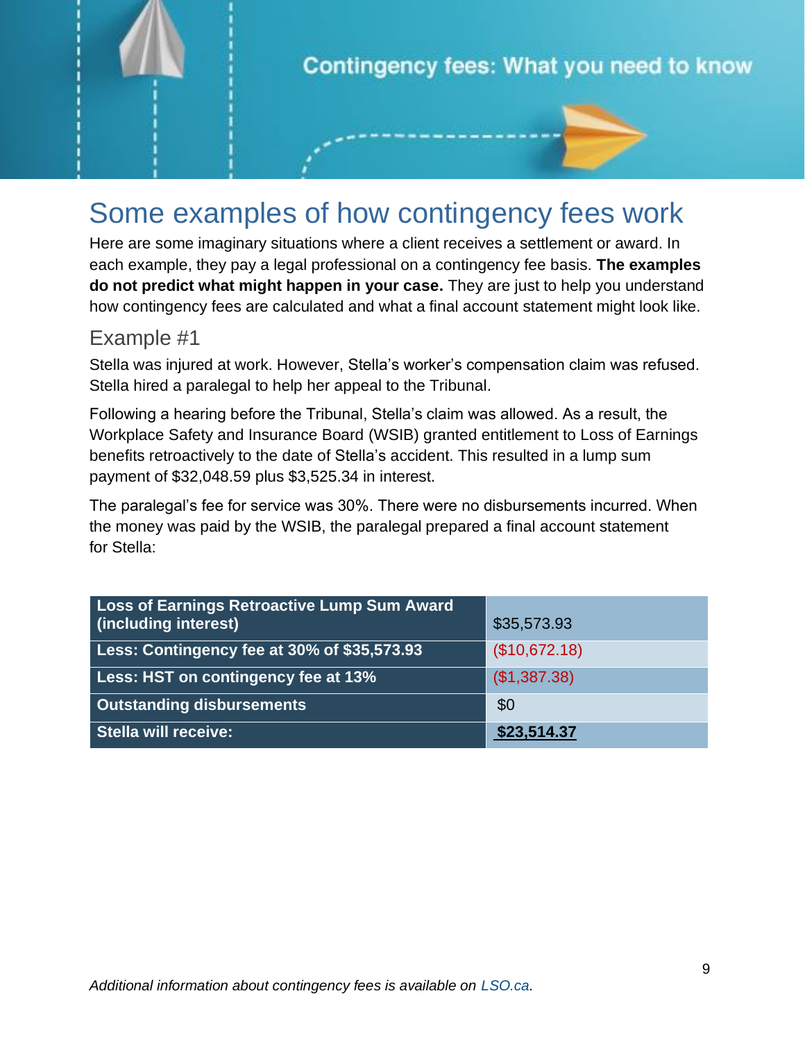# Some examples of how contingency fees work

Here are some imaginary situations where a client receives a settlement or award. In each example, they pay a legal professional on a contingency fee basis. **The examples do not predict what might happen in your case.** They are just to help you understand how contingency fees are calculated and what a final account statement might look like.

## Example #1

Stella was injured at work. However, Stella's worker's compensation claim was refused. Stella hired a paralegal to help her appeal to the Tribunal.

Following a hearing before the Tribunal, Stella's claim was allowed. As a result, the Workplace Safety and Insurance Board (WSIB) granted entitlement to Loss of Earnings benefits retroactively to the date of Stella's accident. This resulted in a lump sum payment of $32,048.59 plus $3,525.34 in interest.

The paralegal's fee for service was 30%. There were no disbursements incurred. When the money was paid by the WSIB, the paralegal prepared a final account statement for Stella:

| | |
|---|---|
| **Loss of Earnings Retroactive Lump Sum Award (including interest)** | $35,573.93 |
| **Less: Contingency fee at 30% of $35,573.93** | ($10,672.18) |
| **Less: HST on contingency fee at 13%** | ($1,387.38) |
| **Outstanding disbursements** | $0 |
| **Stella will receive:** | **$23,514.37** |

*Additional information about contingency fees is available on LSO.ca.*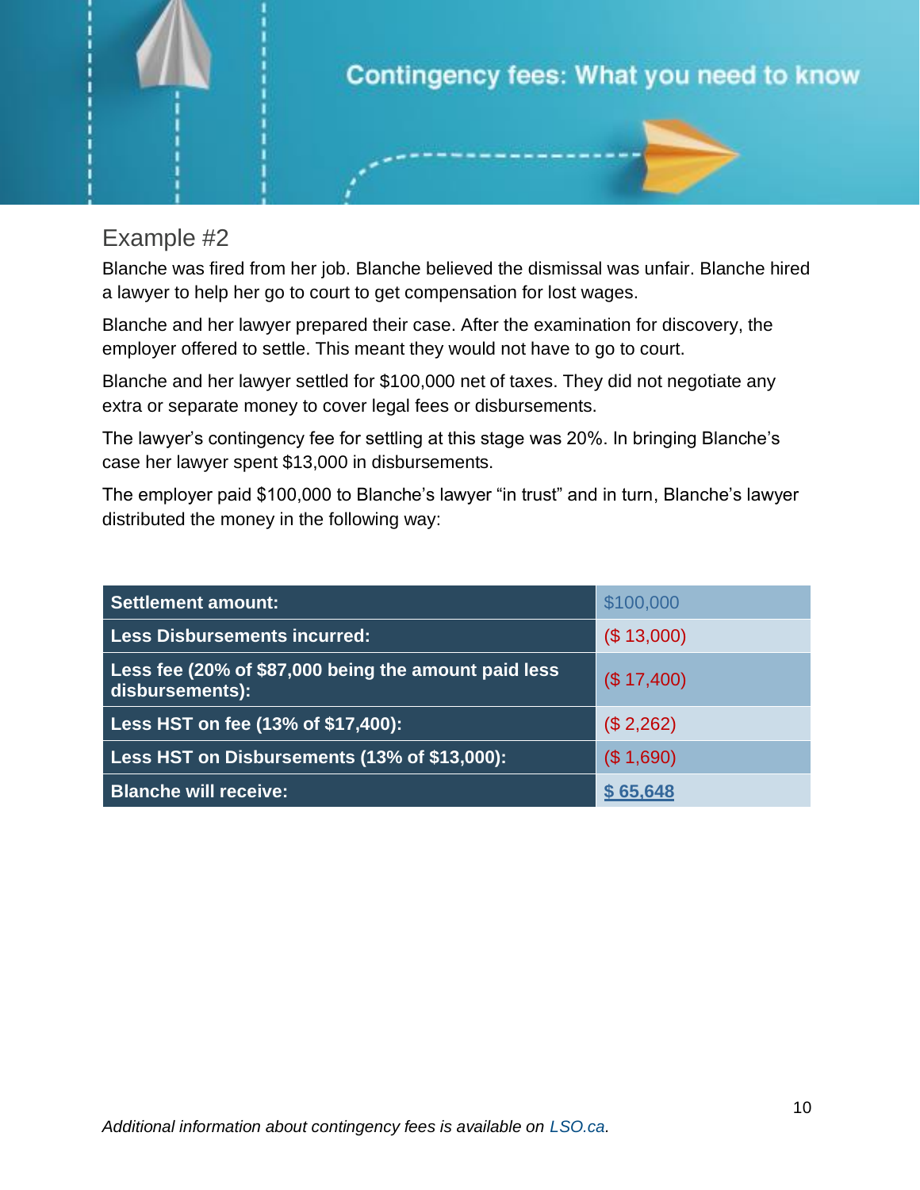## Example #2

Blanche was fired from her job. Blanche believed the dismissal was unfair. Blanche hired a lawyer to help her go to court to get compensation for lost wages.

Blanche and her lawyer prepared their case. After the examination for discovery, the employer offered to settle. This meant they would not have to go to court.

Blanche and her lawyer settled for $100,000 net of taxes. They did not negotiate any extra or separate money to cover legal fees or disbursements.

The lawyer's contingency fee for settling at this stage was 20%. In bringing Blanche's case her lawyer spent $13,000 in disbursements.

The employer paid $100,000 to Blanche's lawyer "in trust" and in turn, Blanche's lawyer distributed the money in the following way:

| | |
|---|---|
| **Settlement amount:** | $100,000 |
| **Less Disbursements incurred:** | ($ 13,000) |
| **Less fee (20% of $87,000 being the amount paid less disbursements):** | ($ 17,400) |
| **Less HST on fee (13% of $17,400):** | ($ 2,262) |
| **Less HST on Disbursements (13% of $13,000):** | ($ 1,690) |
| **Blanche will receive:** | **$ 65,648** |

*Additional information about contingency fees is available on LSO.ca.*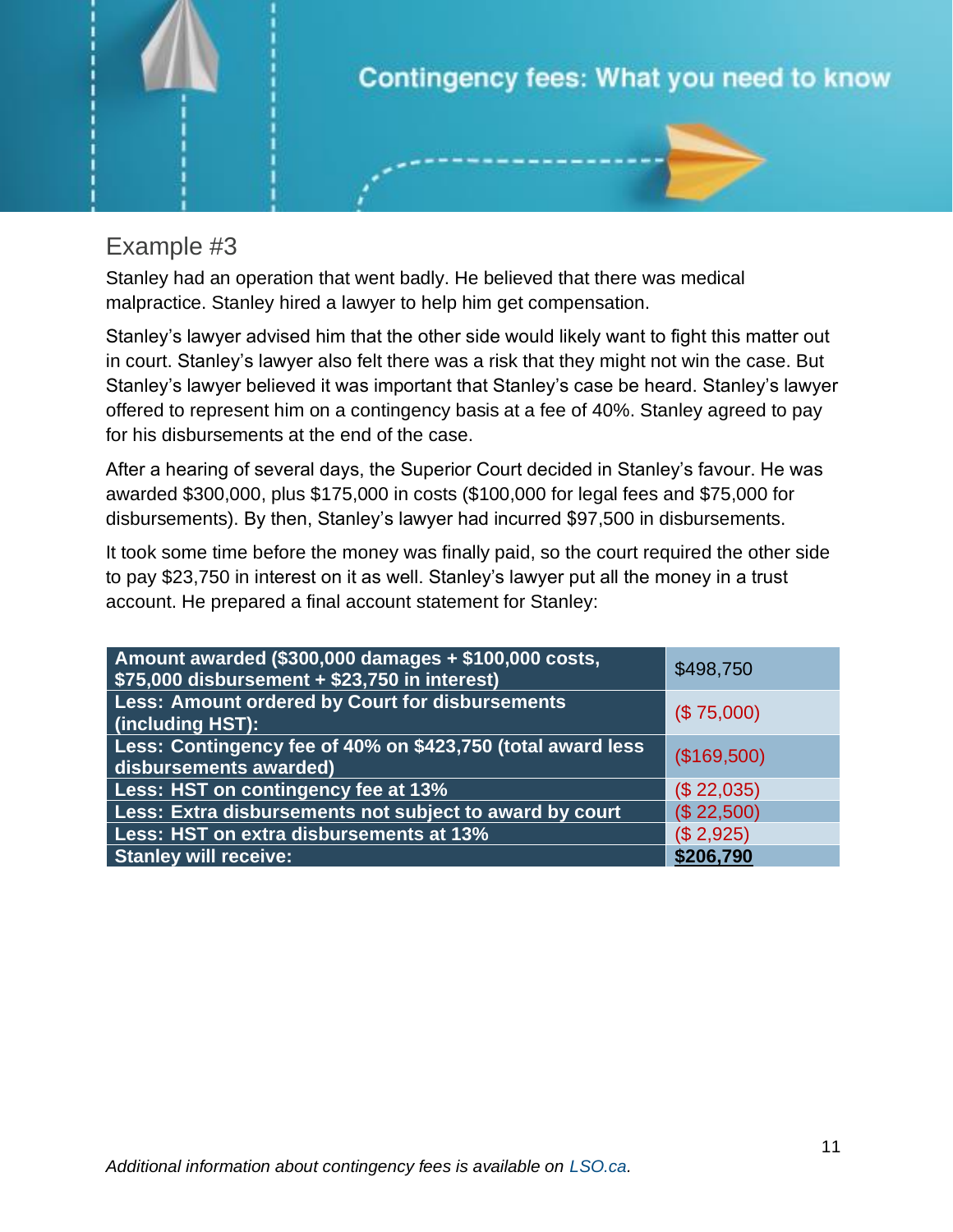## Example #3

Stanley had an operation that went badly. He believed that there was medical malpractice. Stanley hired a lawyer to help him get compensation.

Stanley's lawyer advised him that the other side would likely want to fight this matter out in court. Stanley's lawyer also felt there was a risk that they might not win the case. But Stanley's lawyer believed it was important that Stanley's case be heard. Stanley's lawyer offered to represent him on a contingency basis at a fee of 40%. Stanley agreed to pay for his disbursements at the end of the case.

After a hearing of several days, the Superior Court decided in Stanley's favour. He was awarded $300,000, plus $175,000 in costs ($100,000 for legal fees and $75,000 for disbursements). By then, Stanley's lawyer had incurred $97,500 in disbursements.

It took some time before the money was finally paid, so the court required the other side to pay $23,750 in interest on it as well. Stanley's lawyer put all the money in a trust account. He prepared a final account statement for Stanley:

| Item | Amount |
|---|---|
| **Amount awarded ($300,000 damages + $100,000 costs, $75,000 disbursement + $23,750 in interest)** | $498,750 |
| **Less: Amount ordered by Court for disbursements (including HST):** | ($ 75,000) |
| **Less: Contingency fee of 40% on $423,750 (total award less disbursements awarded)** | ($169,500) |
| **Less: HST on contingency fee at 13%** | ($ 22,035) |
| **Less: Extra disbursements not subject to award by court** | ($ 22,500) |
| **Less: HST on extra disbursements at 13%** | ($ 2,925) |
| **Stanley will receive:** | **$206,790** |

*Additional information about contingency fees is available on LSO.ca.*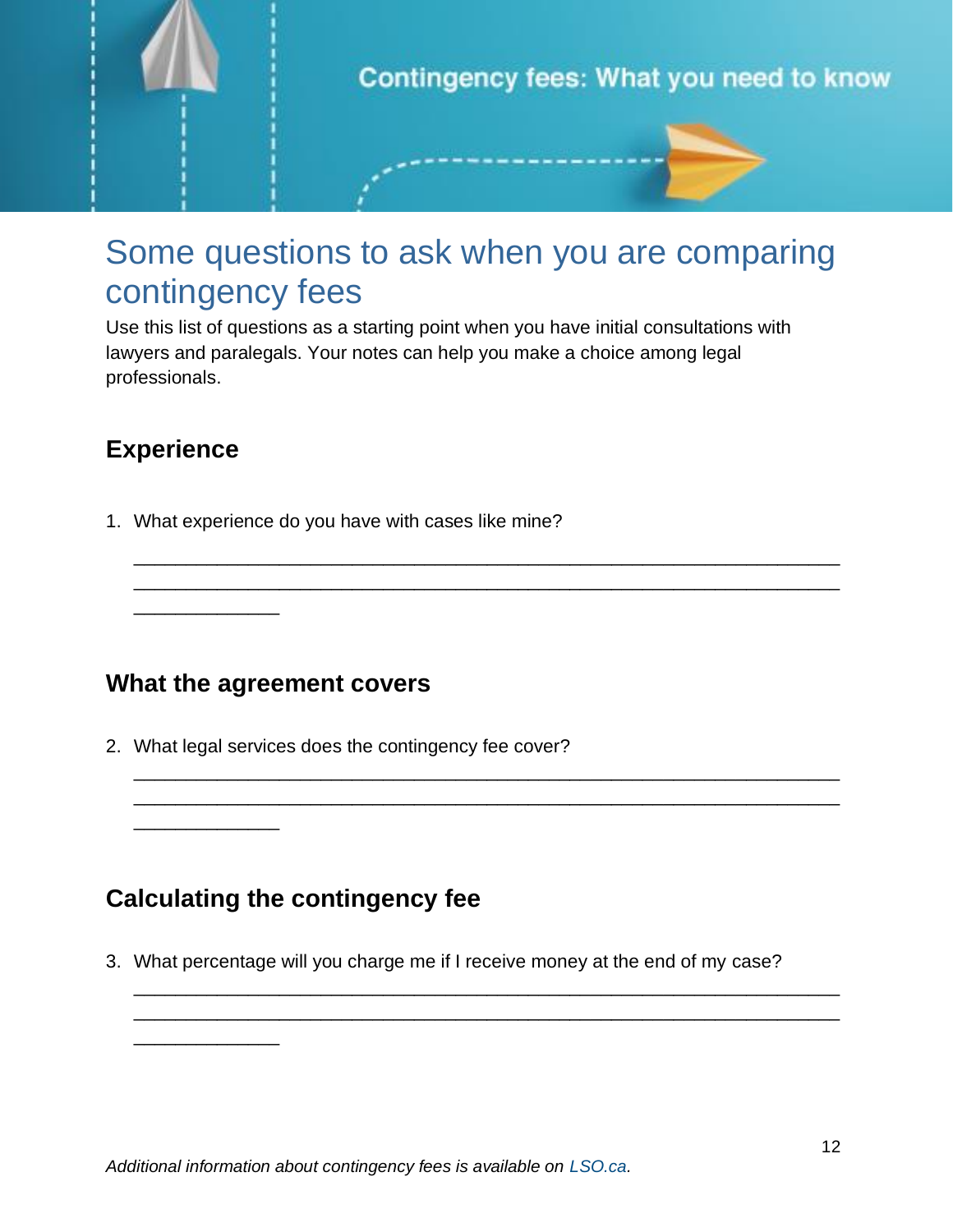Contingency fees: What you need to know

# Some questions to ask when you are comparing contingency fees

Use this list of questions as a starting point when you have initial consultations with lawyers and paralegals. Your notes can help you make a choice among legal professionals.

## Experience

1. What experience do you have with cases like mine?

   ______________________________________________________________
   ______________________________________________________________
   ____________

## What the agreement covers

2. What legal services does the contingency fee cover?

   ______________________________________________________________
   ______________________________________________________________
   ____________

## Calculating the contingency fee

3. What percentage will you charge me if I receive money at the end of my case?

   ______________________________________________________________
   ______________________________________________________________
   ____________

*Additional information about contingency fees is available on LSO.ca.*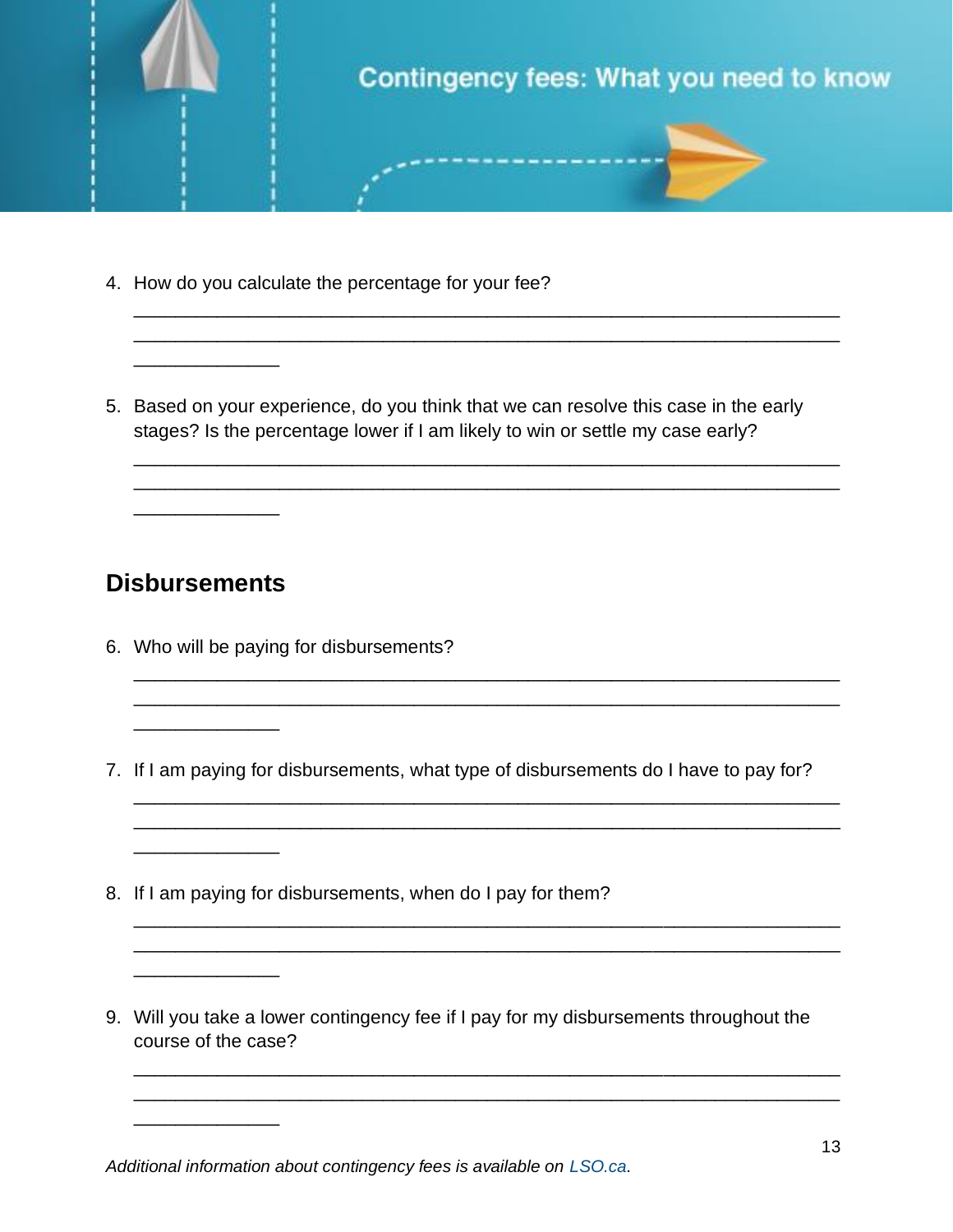4. How do you calculate the percentage for your fee?

_____________________________________________________________________
_____________________________________________________________________
______________

5. Based on your experience, do you think that we can resolve this case in the early stages? Is the percentage lower if I am likely to win or settle my case early?

_____________________________________________________________________
_____________________________________________________________________
______________

## Disbursements

6. Who will be paying for disbursements?

_____________________________________________________________________
_____________________________________________________________________
______________

7. If I am paying for disbursements, what type of disbursements do I have to pay for?

_____________________________________________________________________
_____________________________________________________________________
______________

8. If I am paying for disbursements, when do I pay for them?

_____________________________________________________________________
_____________________________________________________________________
______________

9. Will you take a lower contingency fee if I pay for my disbursements throughout the course of the case?

_____________________________________________________________________
_____________________________________________________________________
______________

*Additional information about contingency fees is available on LSO.ca.*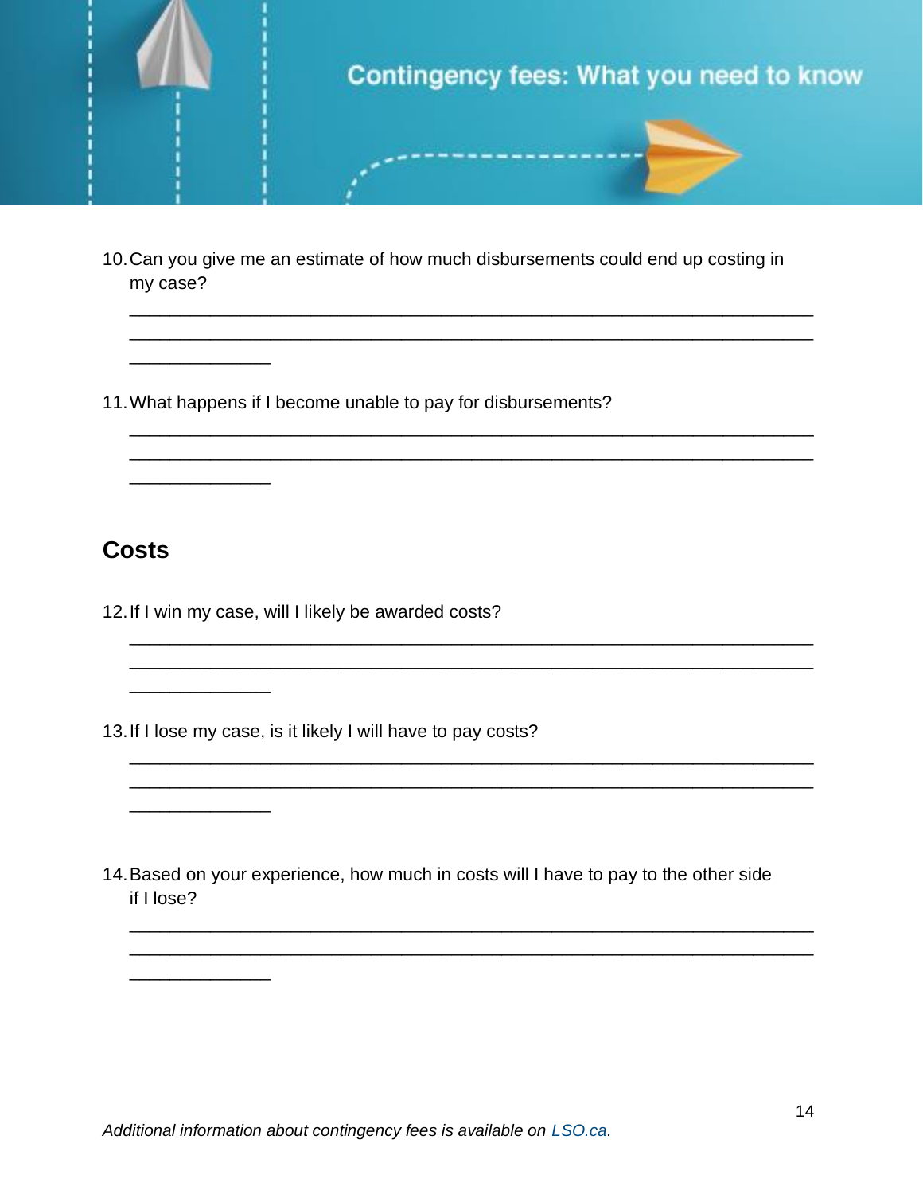10. Can you give me an estimate of how much disbursements could end up costing in my case?

_____________________________________________________________________
_____________________________________________________________________
______________

11. What happens if I become unable to pay for disbursements?

_____________________________________________________________________
_____________________________________________________________________
______________

## Costs

12. If I win my case, will I likely be awarded costs?

_____________________________________________________________________
_____________________________________________________________________
______________

13. If I lose my case, is it likely I will have to pay costs?

_____________________________________________________________________
_____________________________________________________________________
______________

14. Based on your experience, how much in costs will I have to pay to the other side if I lose?

_____________________________________________________________________
_____________________________________________________________________
______________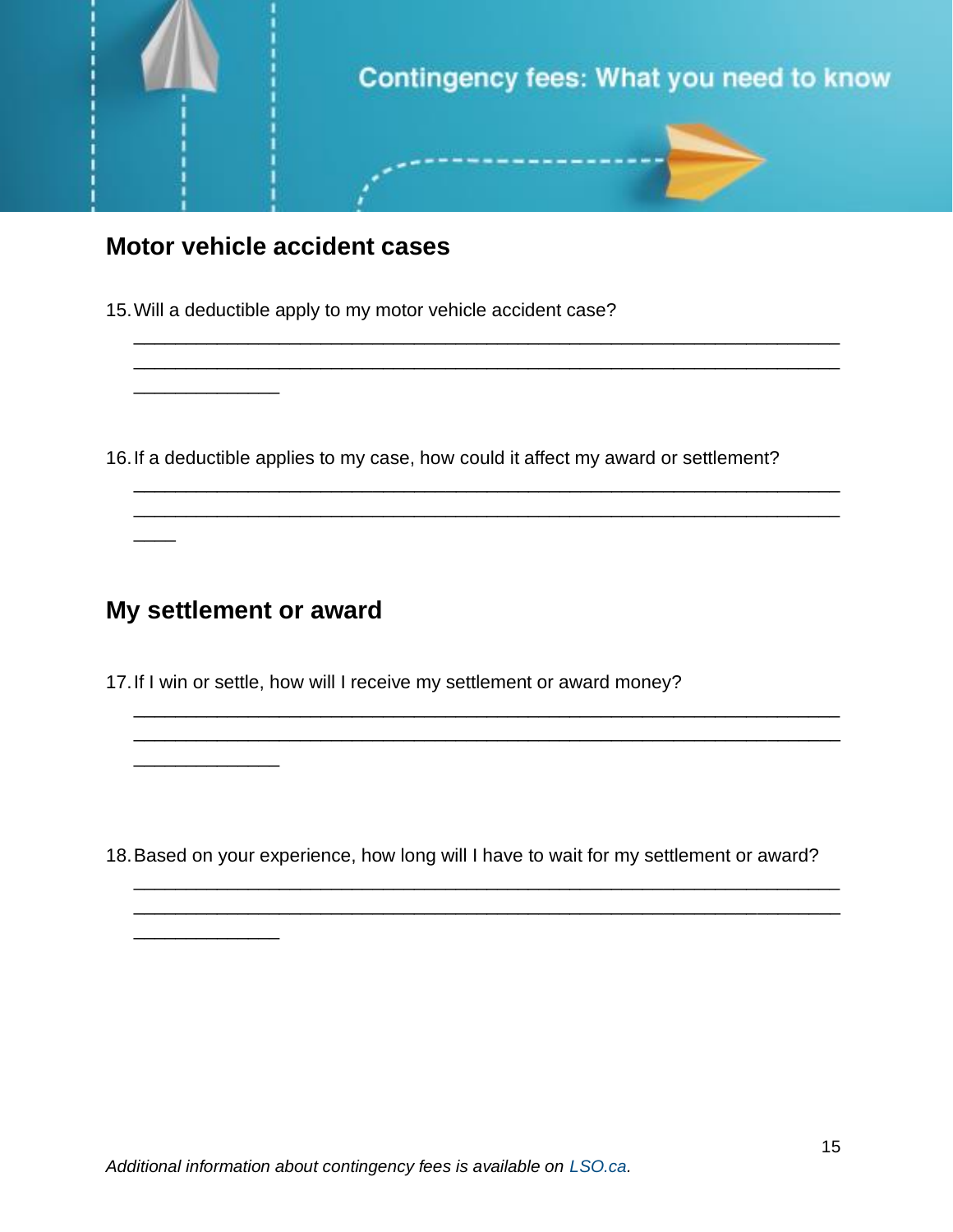## Motor vehicle accident cases

15. Will a deductible apply to my motor vehicle accident case?

    ______________________________________________________________________
    ______________________________________________________________________
    ______________

16. If a deductible applies to my case, how could it affect my award or settlement?

    ______________________________________________________________________
    ______________________________________________________________________
    ____

## My settlement or award

17. If I win or settle, how will I receive my settlement or award money?

    ______________________________________________________________________
    ______________________________________________________________________
    ______________

18. Based on your experience, how long will I have to wait for my settlement or award?

    ______________________________________________________________________
    ______________________________________________________________________
    ______________

*Additional information about contingency fees is available on LSO.ca.*